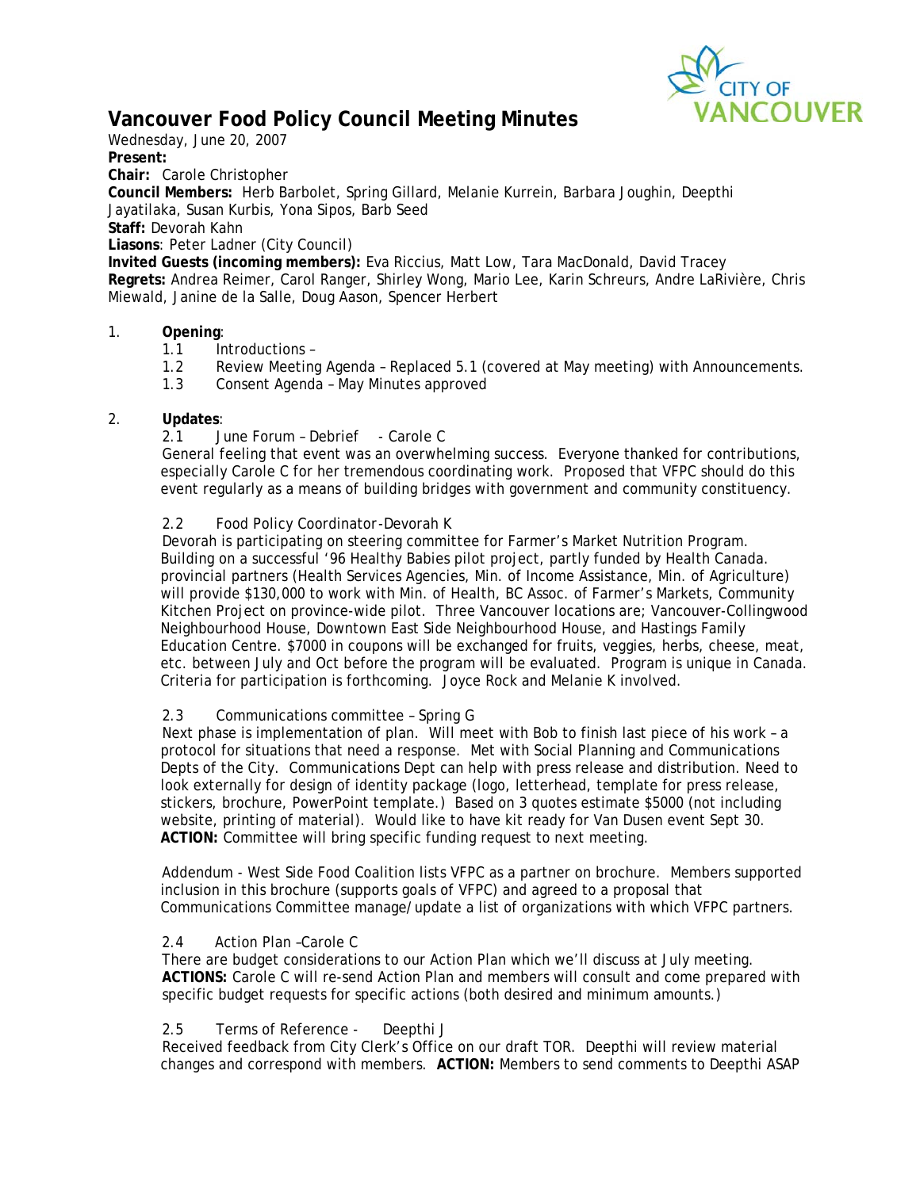# Vancouver Food Policy Council Meeting Minutes

Wednesday, June 20, 2007

**Present:**

**Chair:** Carole Christopher

**Council Members:** Herb Barbolet, Spring Gillard, Melanie Kurrein, Barbara Joughin, Deepthi Jayatilaka, Susan Kurbis, Yona Sipos, Barb Seed

**Staff:** Devorah Kahn

**Liasons**: Peter Ladner (City Council)

**Invited Guests (incoming members):** Eva Riccius, Matt Low, Tara MacDonald, David Tracey

**Regrets:** Andrea Reimer, Carol Ranger, Shirley Wong, Mario Lee, Karin Schreurs, Andre LaRivière, Chris Miewald, Janine de la Salle, Doug Aason, Spencer Herbert

1. **Opening**:
   - 1.1 Introductions –
   - 1.2 Review Meeting Agenda – Replaced 5.1 (covered at May meeting) with Announcements.
   - 1.3 Consent Agenda – May Minutes approved

2. **Updates**:

   2.1 June Forum – Debrief - Carole C

   General feeling that event was an overwhelming success. Everyone thanked for contributions, especially Carole C for her tremendous coordinating work. Proposed that VFPC should do this event regularly as a means of building bridges with government and community constituency.

   2.2 Food Policy Coordinator-Devorah K

   Devorah is participating on steering committee for Farmer's Market Nutrition Program. Building on a successful '96 Healthy Babies pilot project, partly funded by Health Canada. provincial partners (Health Services Agencies, Min. of Income Assistance, Min. of Agriculture) will provide $130,000 to work with Min. of Health, BC Assoc. of Farmer's Markets, Community Kitchen Project on province-wide pilot. Three Vancouver locations are; Vancouver-Collingwood Neighbourhood House, Downtown East Side Neighbourhood House, and Hastings Family Education Centre. $7000 in coupons will be exchanged for fruits, veggies, herbs, cheese, meat, etc. between July and Oct before the program will be evaluated. Program is unique in Canada. Criteria for participation is forthcoming. Joyce Rock and Melanie K involved.

   2.3 Communications committee – Spring G

   Next phase is implementation of plan. Will meet with Bob to finish last piece of his work – a protocol for situations that need a response. Met with Social Planning and Communications Depts of the City. Communications Dept can help with press release and distribution. Need to look externally for design of identity package (logo, letterhead, template for press release, stickers, brochure, PowerPoint template.) Based on 3 quotes estimate $5000 (not including website, printing of material). Would like to have kit ready for Van Dusen event Sept 30.
   **ACTION:** Committee will bring specific funding request to next meeting.

   Addendum - West Side Food Coalition lists VFPC as a partner on brochure. Members supported inclusion in this brochure (supports goals of VFPC) and agreed to a proposal that Communications Committee manage/update a list of organizations with which VFPC partners.

   2.4 Action Plan –Carole C

   There are budget considerations to our Action Plan which we'll discuss at July meeting.
   **ACTIONS:** Carole C will re-send Action Plan and members will consult and come prepared with specific budget requests for specific actions (both desired and minimum amounts.)

   2.5 Terms of Reference - Deepthi J

   Received feedback from City Clerk's Office on our draft TOR. Deepthi will review material changes and correspond with members. **ACTION:** Members to send comments to Deepthi ASAP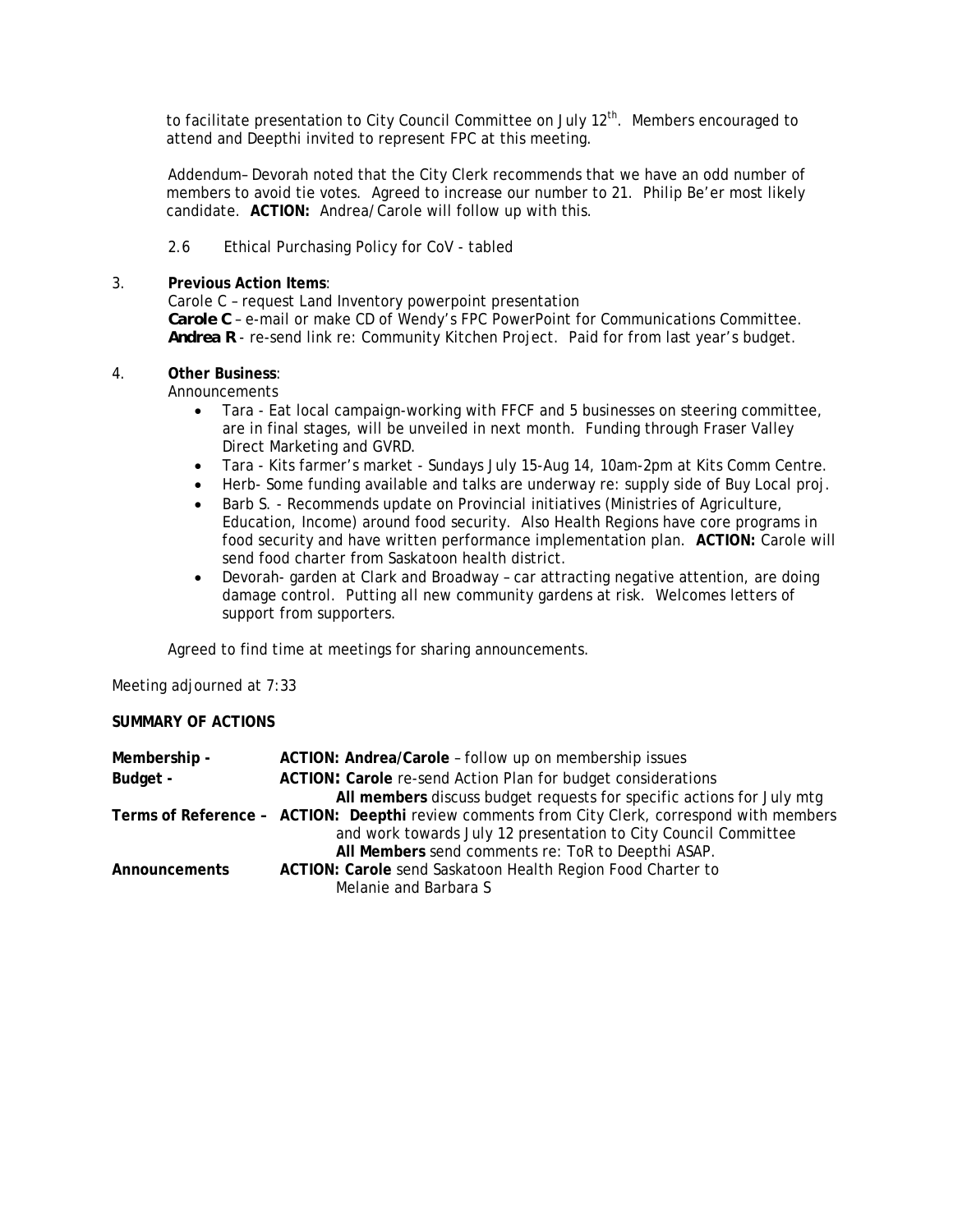to facilitate presentation to City Council Committee on July 12th. Members encouraged to attend and Deepthi invited to represent FPC at this meeting.

Addendum– Devorah noted that the City Clerk recommends that we have an odd number of members to avoid tie votes. Agreed to increase our number to 21. Philip Be'er most likely candidate. **ACTION:** Andrea/Carole will follow up with this.

2.6 Ethical Purchasing Policy for CoV - tabled

3. **Previous Action Items**:
   Carole C – request Land Inventory powerpoint presentation
   **Carole C** – e-mail or make CD of Wendy's FPC PowerPoint for Communications Committee.
   **Andrea R** - re-send link re: Community Kitchen Project. Paid for from last year's budget.

4. **Other Business**:
   Announcements
   - Tara - Eat local campaign-working with FFCF and 5 businesses on steering committee, are in final stages, will be unveiled in next month. Funding through Fraser Valley Direct Marketing and GVRD.
   - Tara - Kits farmer's market - Sundays July 15-Aug 14, 10am-2pm at Kits Comm Centre.
   - Herb- Some funding available and talks are underway re: supply side of Buy Local proj.
   - Barb S. - Recommends update on Provincial initiatives (Ministries of Agriculture, Education, Income) around food security. Also Health Regions have core programs in food security and have written performance implementation plan. **ACTION:** Carole will send food charter from Saskatoon health district.
   - Devorah- garden at Clark and Broadway – car attracting negative attention, are doing damage control. Putting all new community gardens at risk. Welcomes letters of support from supporters.

   Agreed to find time at meetings for sharing announcements.

Meeting adjourned at 7:33

**SUMMARY OF ACTIONS**

| | |
|---|---|
| **Membership -** | **ACTION: Andrea/Carole** – follow up on membership issues |
| **Budget -** | **ACTION: Carole** re-send Action Plan for budget considerations<br>**All members** discuss budget requests for specific actions for July mtg |
| **Terms of Reference –** | **ACTION: Deepthi** review comments from City Clerk, correspond with members and work towards July 12 presentation to City Council Committee<br>**All Members** send comments re: ToR to Deepthi ASAP. |
| **Announcements** | **ACTION: Carole** send Saskatoon Health Region Food Charter to Melanie and Barbara S |